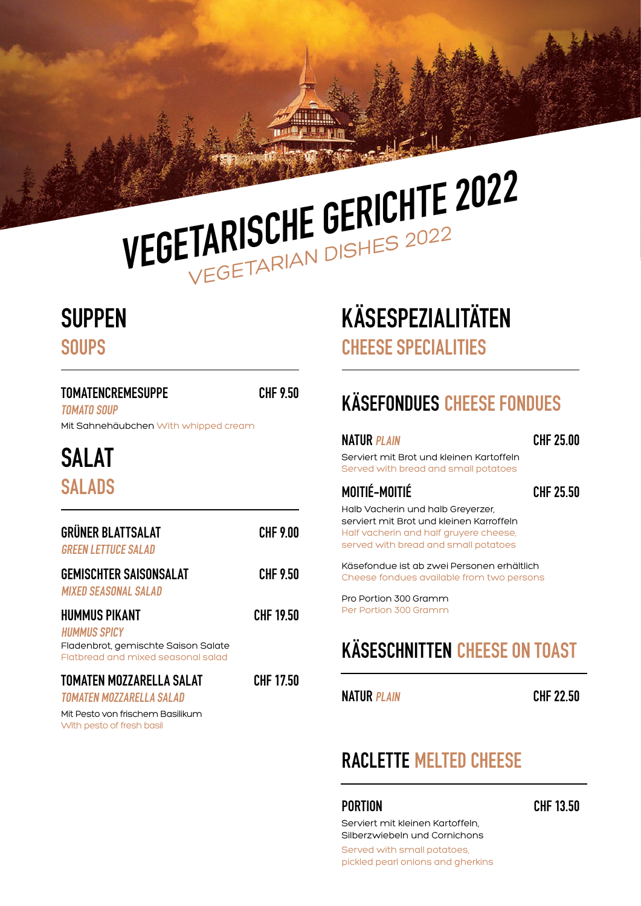# VEGETARISCHE GERICHTE 2022
VEGETARIAN DISHES 2022

## SUPPEN
SOUPS

**TOMATENCREMESUPPE** — **CHF 9.50**
*TOMATO SOUP*
Mit Sahnehäubchen With whipped cream

## SALAT
SALADS

**GRÜNER BLATTSALAT** — **CHF 9.00**
*GREEN LETTUCE SALAD*

**GEMISCHTER SAISONSALAT** — **CHF 9.50**
*MIXED SEASONAL SALAD*

**HUMMUS PIKANT** — **CHF 19.50**
*HUMMUS SPICY*
Fladenbrot, gemischte Saison Salate
Flatbread and mixed seasonal salad

**TOMATEN MOZZARELLA SALAT** — **CHF 17.50**
*TOMATEN MOZZARELLA SALAD*
Mit Pesto von frischem Basilikum
With pesto of fresh basil

## KÄSESPEZIALITÄTEN
CHEESE SPECIALITIES

### KÄSEFONDUES CHEESE FONDUES

**NATUR** *PLAIN* — **CHF 25.00**
Serviert mit Brot und kleinen Kartoffeln
Served with bread and small potatoes

**MOITIÉ-MOITIÉ** — **CHF 25.50**
Halb Vacherin und halb Greyerzer, serviert mit Brot und kleinen Karroffeln
Half vacherin and half gruyere cheese, served with bread and small potatoes

Käsefondue ist ab zwei Personen erhältlich
Cheese fondues available from two persons

Pro Portion 300 Gramm
Per Portion 300 Gramm

### KÄSESCHNITTEN CHEESE ON TOAST

**NATUR** *PLAIN* — **CHF 22.50**

### RACLETTE MELTED CHEESE

**PORTION** — **CHF 13.50**
Serviert mit kleinen Kartoffeln, Silberzwiebeln und Cornichons
Served with small potatoes, pickled pearl onions and gherkins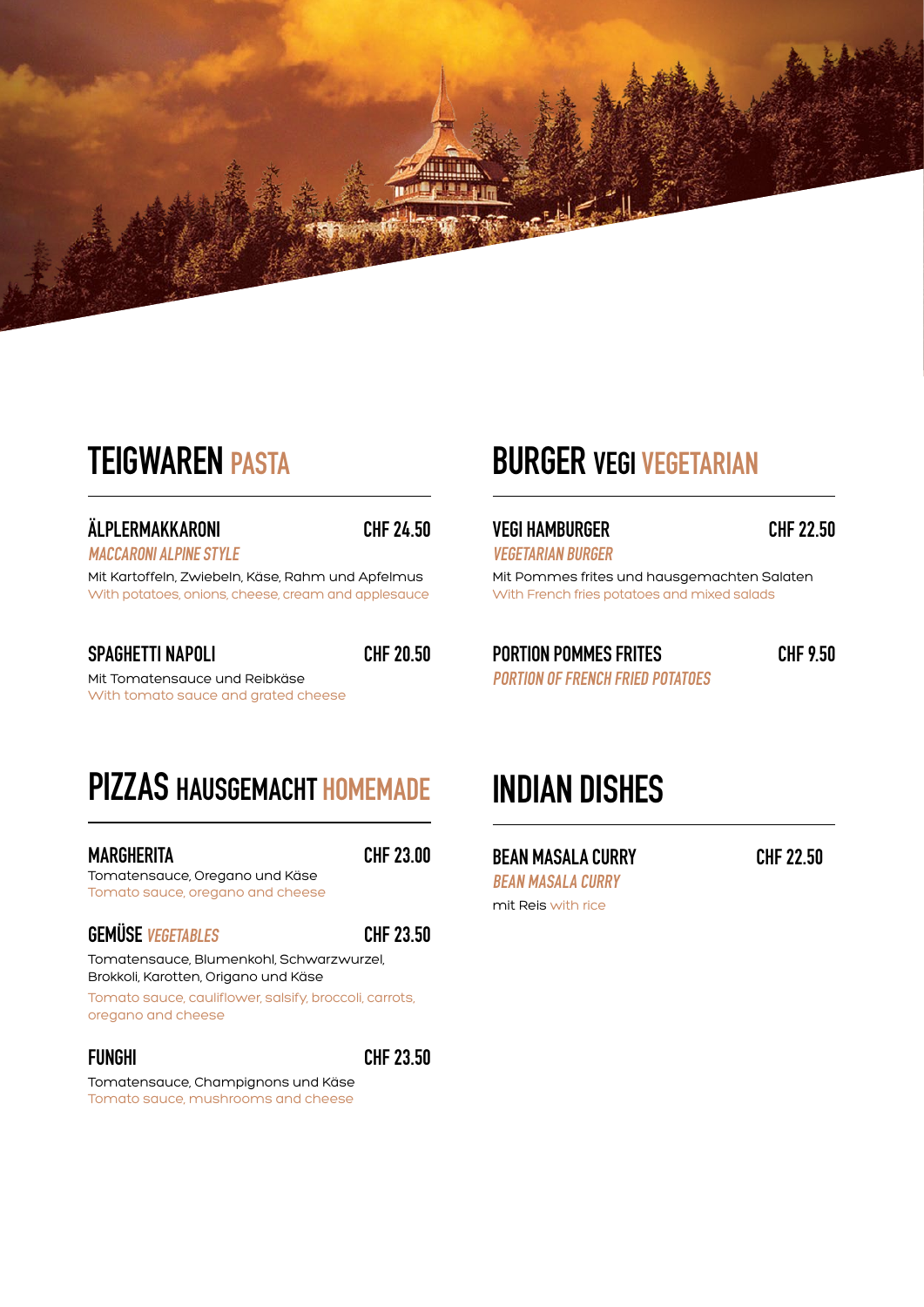## TEIGWAREN PASTA

### ÄLPLERMAKKARONI — CHF 24.50

*MACCARONI ALPINE STYLE*

Mit Kartoffeln, Zwiebeln, Käse, Rahm und Apfelmus
With potatoes, onions, cheese, cream and applesauce

### SPAGHETTI NAPOLI — CHF 20.50

Mit Tomatensauce und Reibkäse
With tomato sauce and grated cheese

## BURGER VEGI VEGETARIAN

### VEGI HAMBURGER — CHF 22.50

*VEGETARIAN BURGER*

Mit Pommes frites und hausgemachten Salaten
With French fries potatoes and mixed salads

### PORTION POMMES FRITES — CHF 9.50

*PORTION OF FRENCH FRIED POTATOES*

## PIZZAS HAUSGEMACHT HOMEMADE

### MARGHERITA — CHF 23.00

Tomatensauce, Oregano und Käse
Tomato sauce, oregano and cheese

### GEMÜSE *VEGETABLES* — CHF 23.50

Tomatensauce, Blumenkohl, Schwarzwurzel, Brokkoli, Karotten, Origano und Käse

Tomato sauce, cauliflower, salsify, broccoli, carrots, oregano and cheese

### FUNGHI — CHF 23.50

Tomatensauce, Champignons und Käse
Tomato sauce, mushrooms and cheese

## INDIAN DISHES

### BEAN MASALA CURRY — CHF 22.50

*BEAN MASALA CURRY*

mit Reis with rice